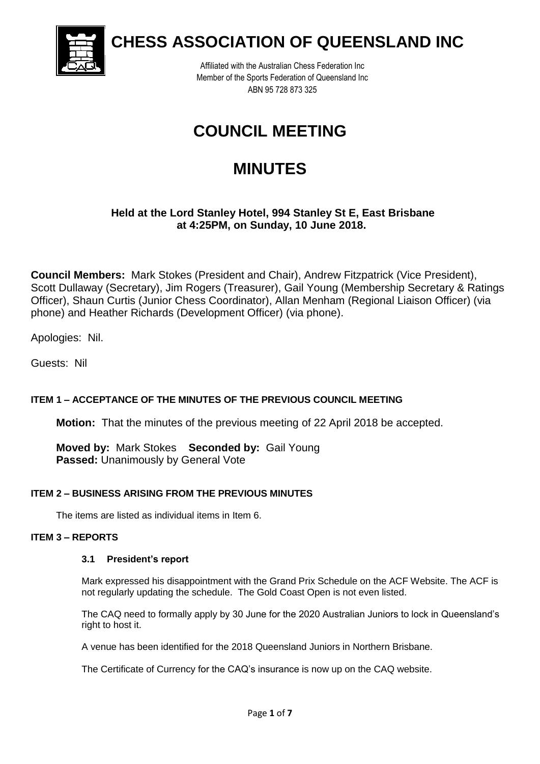# CHESS ASSOCIATION OF QUEENSLAND INC

Affiliated with the Australian Chess Federation Inc
Member of the Sports Federation of Queensland Inc
ABN 95 728 873 325

# COUNCIL MEETING

# MINUTES

### Held at the Lord Stanley Hotel, 994 Stanley St E, East Brisbane at 4:25PM, on Sunday, 10 June 2018.

**Council Members:** Mark Stokes (President and Chair), Andrew Fitzpatrick (Vice President), Scott Dullaway (Secretary), Jim Rogers (Treasurer), Gail Young (Membership Secretary & Ratings Officer), Shaun Curtis (Junior Chess Coordinator), Allan Menham (Regional Liaison Officer) (via phone) and Heather Richards (Development Officer) (via phone).

Apologies: Nil.

Guests: Nil

#### ITEM 1 – ACCEPTANCE OF THE MINUTES OF THE PREVIOUS COUNCIL MEETING

**Motion:** That the minutes of the previous meeting of 22 April 2018 be accepted.

**Moved by:** Mark Stokes **Seconded by:** Gail Young
**Passed:** Unanimously by General Vote

#### ITEM 2 – BUSINESS ARISING FROM THE PREVIOUS MINUTES

The items are listed as individual items in Item 6.

#### ITEM 3 – REPORTS

##### 3.1 President's report

Mark expressed his disappointment with the Grand Prix Schedule on the ACF Website. The ACF is not regularly updating the schedule. The Gold Coast Open is not even listed.

The CAQ need to formally apply by 30 June for the 2020 Australian Juniors to lock in Queensland's right to host it.

A venue has been identified for the 2018 Queensland Juniors in Northern Brisbane.

The Certificate of Currency for the CAQ's insurance is now up on the CAQ website.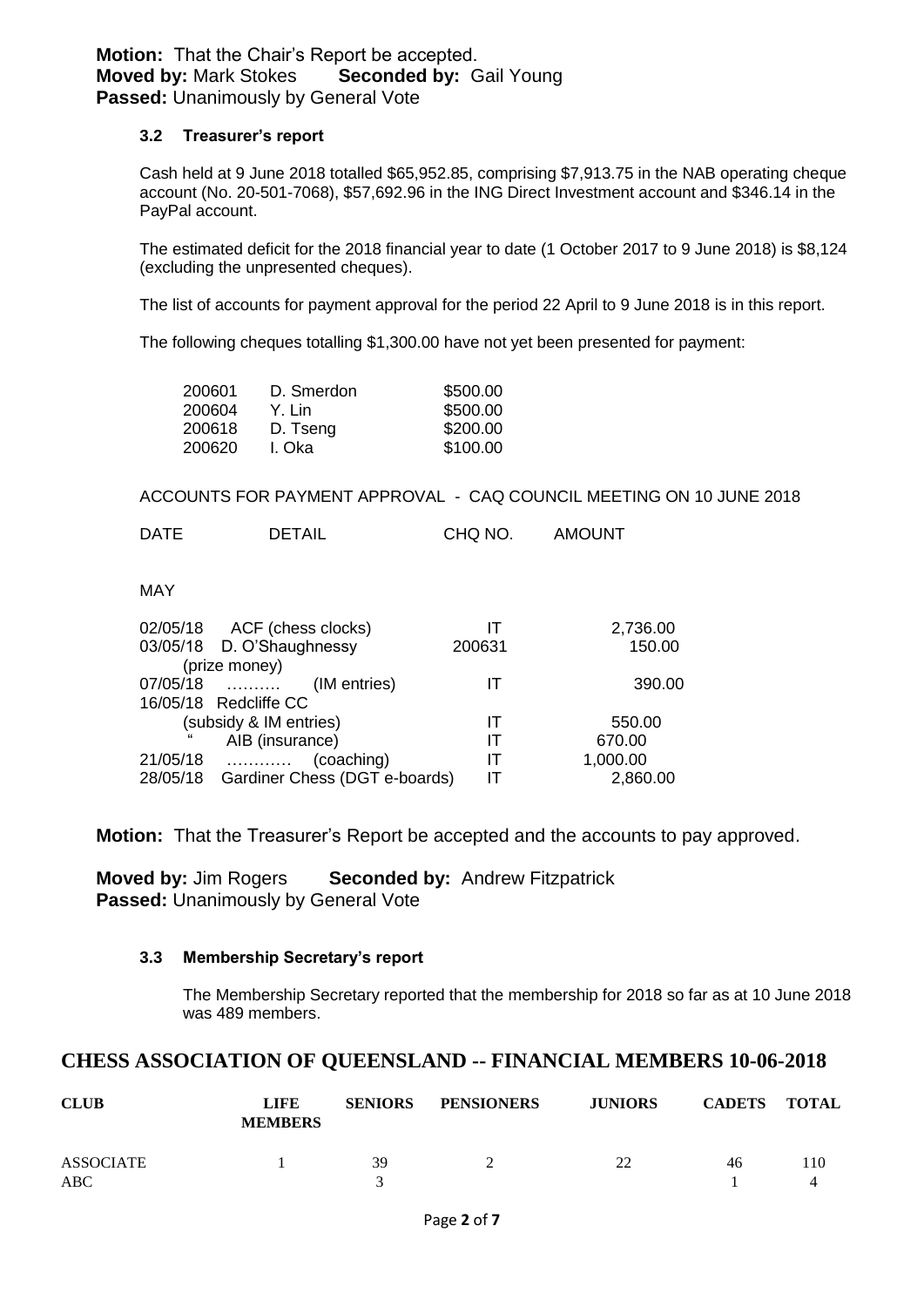**Motion:** That the Chair's Report be accepted.
**Moved by:** Mark Stokes **Seconded by:** Gail Young
**Passed:** Unanimously by General Vote

### 3.2 Treasurer's report

Cash held at 9 June 2018 totalled $65,952.85, comprising $7,913.75 in the NAB operating cheque account (No. 20-501-7068), $57,692.96 in the ING Direct Investment account and $346.14 in the PayPal account.

The estimated deficit for the 2018 financial year to date (1 October 2017 to 9 June 2018) is $8,124 (excluding the unpresented cheques).

The list of accounts for payment approval for the period 22 April to 9 June 2018 is in this report.

The following cheques totalling $1,300.00 have not yet been presented for payment:

| | | |
|---|---|---|
| 200601 | D. Smerdon | $500.00 |
| 200604 | Y. Lin | $500.00 |
| 200618 | D. Tseng | $200.00 |
| 200620 | I. Oka | $100.00 |

ACCOUNTS FOR PAYMENT APPROVAL - CAQ COUNCIL MEETING ON 10 JUNE 2018

| DATE | DETAIL | CHQ NO. | AMOUNT |
|---|---|---|---|
| MAY | | | |
| 02/05/18 | ACF (chess clocks) | IT | 2,736.00 |
| 03/05/18 | D. O'Shaughnessy (prize money) | 200631 | 150.00 |
| 07/05/18 | ……… (IM entries) | IT | 390.00 |
| 16/05/18 | Redcliffe CC (subsidy & IM entries) | IT | 550.00 |
| " | AIB (insurance) | IT | 670.00 |
| 21/05/18 | ………… (coaching) | IT | 1,000.00 |
| 28/05/18 | Gardiner Chess (DGT e-boards) | IT | 2,860.00 |

**Motion:** That the Treasurer's Report be accepted and the accounts to pay approved.

**Moved by:** Jim Rogers **Seconded by:** Andrew Fitzpatrick
**Passed:** Unanimously by General Vote

### 3.3 Membership Secretary's report

The Membership Secretary reported that the membership for 2018 so far as at 10 June 2018 was 489 members.

## CHESS ASSOCIATION OF QUEENSLAND -- FINANCIAL MEMBERS 10-06-2018

| CLUB | LIFE MEMBERS | SENIORS | PENSIONERS | JUNIORS | CADETS | TOTAL |
|---|---|---|---|---|---|---|
| ASSOCIATE | 1 | 39 | 2 | 22 | 46 | 110 |
| ABC | | 3 | | | 1 | 4 |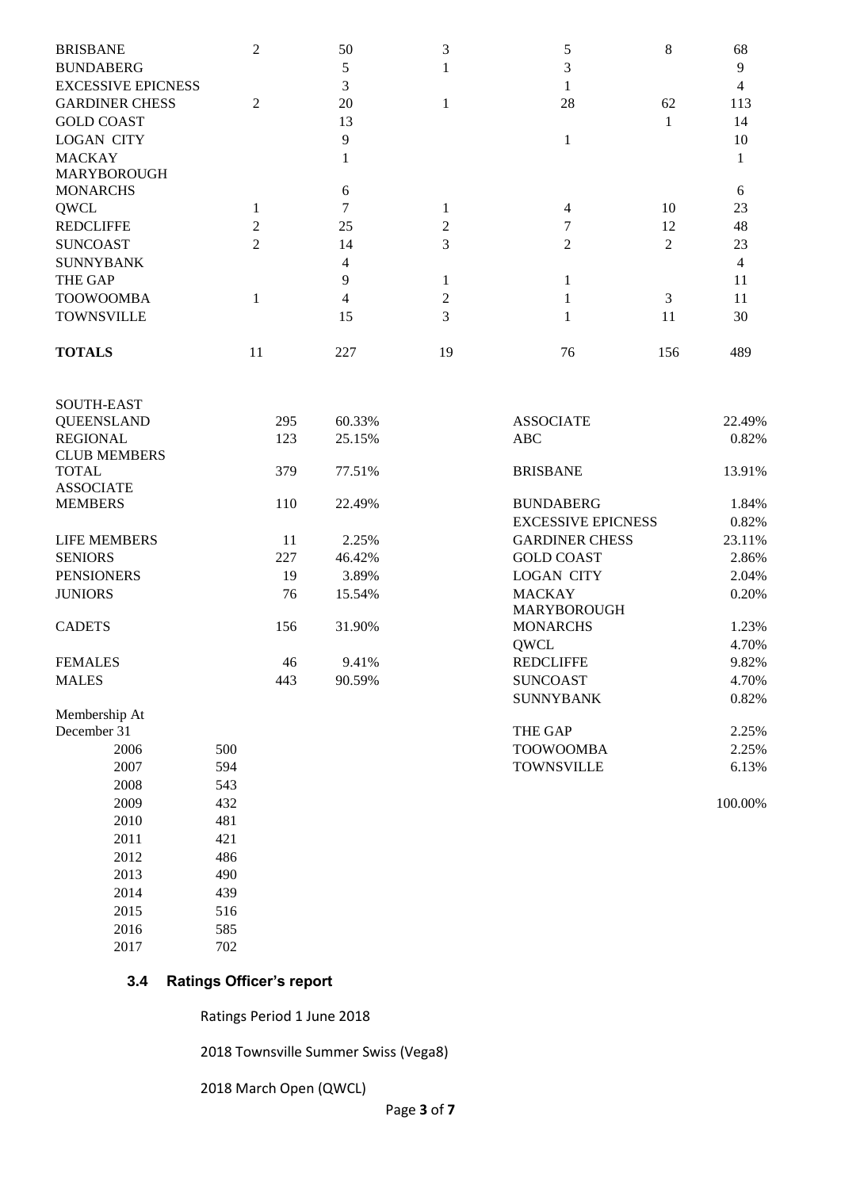| | | | | | | |
|---|---|---|---|---|---|---|
| BRISBANE | 2 | 50 | 3 | 5 | 8 | 68 |
| BUNDABERG | | 5 | 1 | 3 | | 9 |
| EXCESSIVE EPICNESS | | 3 | | 1 | | 4 |
| GARDINER CHESS | 2 | 20 | 1 | 28 | 62 | 113 |
| GOLD COAST | | 13 | | | 1 | 14 |
| LOGAN CITY | | 9 | | 1 | | 10 |
| MACKAY | | 1 | | | | 1 |
| MARYBOROUGH MONARCHS | | 6 | | | | 6 |
| QWCL | 1 | 7 | 1 | 4 | 10 | 23 |
| REDCLIFFE | 2 | 25 | 2 | 7 | 12 | 48 |
| SUNCOAST | 2 | 14 | 3 | 2 | 2 | 23 |
| SUNNYBANK | | 4 | | | | 4 |
| THE GAP | | 9 | 1 | 1 | | 11 |
| TOOWOOMBA | 1 | 4 | 2 | 1 | 3 | 11 |
| TOWNSVILLE | | 15 | 3 | 1 | 11 | 30 |
| **TOTALS** | 11 | 227 | 19 | 76 | 156 | 489 |

| | | |
|---|---|---|
| SOUTH-EAST QUEENSLAND | 295 | 60.33% |
| REGIONAL | 123 | 25.15% |
| CLUB MEMBERS TOTAL | 379 | 77.51% |
| ASSOCIATE MEMBERS | 110 | 22.49% |
| LIFE MEMBERS | 11 | 2.25% |
| SENIORS | 227 | 46.42% |
| PENSIONERS | 19 | 3.89% |
| JUNIORS | 76 | 15.54% |
| CADETS | 156 | 31.90% |
| FEMALES | 46 | 9.41% |
| MALES | 443 | 90.59% |

| | |
|---|---|
| ASSOCIATE | 22.49% |
| ABC | 0.82% |
| BRISBANE | 13.91% |
| BUNDABERG | 1.84% |
| EXCESSIVE EPICNESS | 0.82% |
| GARDINER CHESS | 23.11% |
| GOLD COAST | 2.86% |
| LOGAN CITY | 2.04% |
| MACKAY | 0.20% |
| MARYBOROUGH MONARCHS | 1.23% |
| QWCL | 4.70% |
| REDCLIFFE | 9.82% |
| SUNCOAST | 4.70% |
| SUNNYBANK | 0.82% |
| THE GAP | 2.25% |
| TOOWOOMBA | 2.25% |
| TOWNSVILLE | 6.13% |
| | 100.00% |

Membership At December 31

| Year | Members |
|---|---|
| 2006 | 500 |
| 2007 | 594 |
| 2008 | 543 |
| 2009 | 432 |
| 2010 | 481 |
| 2011 | 421 |
| 2012 | 486 |
| 2013 | 490 |
| 2014 | 439 |
| 2015 | 516 |
| 2016 | 585 |
| 2017 | 702 |

### 3.4 Ratings Officer's report

Ratings Period 1 June 2018

2018 Townsville Summer Swiss (Vega8)

2018 March Open (QWCL)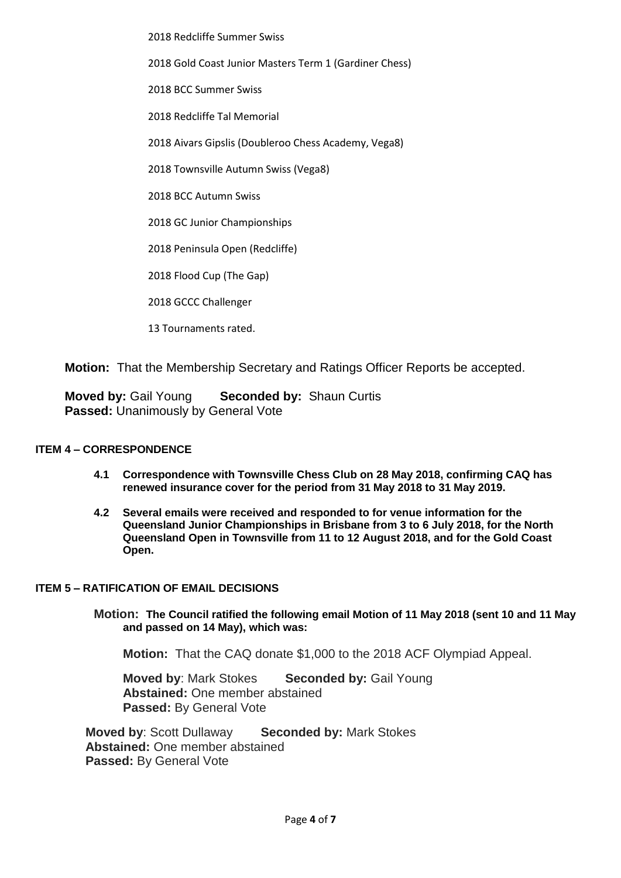2018 Redcliffe Summer Swiss

2018 Gold Coast Junior Masters Term 1 (Gardiner Chess)

2018 BCC Summer Swiss

2018 Redcliffe Tal Memorial

2018 Aivars Gipslis (Doubleroo Chess Academy, Vega8)

2018 Townsville Autumn Swiss (Vega8)

2018 BCC Autumn Swiss

2018 GC Junior Championships

2018 Peninsula Open (Redcliffe)

2018 Flood Cup (The Gap)

2018 GCCC Challenger

13 Tournaments rated.

**Motion:** That the Membership Secretary and Ratings Officer Reports be accepted.

**Moved by:** Gail Young **Seconded by:** Shaun Curtis
**Passed:** Unanimously by General Vote

### ITEM 4 – CORRESPONDENCE

**4.1 Correspondence with Townsville Chess Club on 28 May 2018, confirming CAQ has renewed insurance cover for the period from 31 May 2018 to 31 May 2019.**

**4.2 Several emails were received and responded to for venue information for the Queensland Junior Championships in Brisbane from 3 to 6 July 2018, for the North Queensland Open in Townsville from 11 to 12 August 2018, and for the Gold Coast Open.**

### ITEM 5 – RATIFICATION OF EMAIL DECISIONS

**Motion: The Council ratified the following email Motion of 11 May 2018 (sent 10 and 11 May and passed on 14 May), which was:**

**Motion:** That the CAQ donate $1,000 to the 2018 ACF Olympiad Appeal.

**Moved by**: Mark Stokes **Seconded by:** Gail Young
**Abstained:** One member abstained
**Passed:** By General Vote

**Moved by**: Scott Dullaway **Seconded by:** Mark Stokes
**Abstained:** One member abstained
**Passed:** By General Vote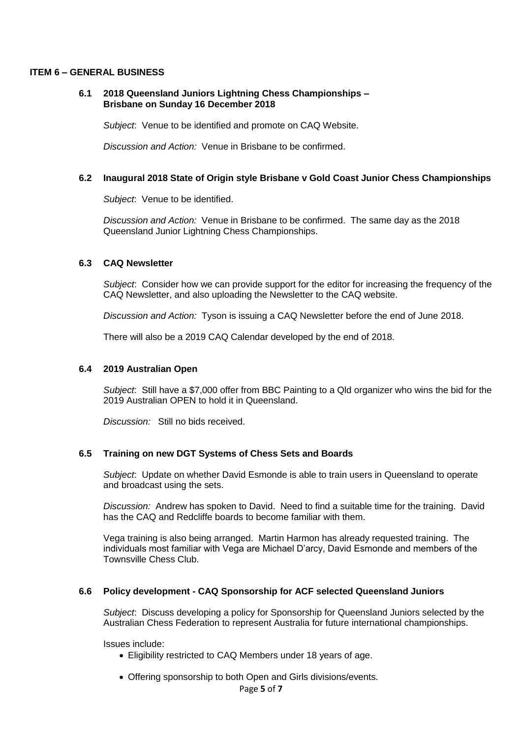## ITEM 6 – GENERAL BUSINESS

### 6.1 2018 Queensland Juniors Lightning Chess Championships – Brisbane on Sunday 16 December 2018

*Subject*: Venue to be identified and promote on CAQ Website.

*Discussion and Action:* Venue in Brisbane to be confirmed.

### 6.2 Inaugural 2018 State of Origin style Brisbane v Gold Coast Junior Chess Championships

*Subject*: Venue to be identified.

*Discussion and Action:* Venue in Brisbane to be confirmed. The same day as the 2018 Queensland Junior Lightning Chess Championships.

### 6.3 CAQ Newsletter

*Subject*: Consider how we can provide support for the editor for increasing the frequency of the CAQ Newsletter, and also uploading the Newsletter to the CAQ website.

*Discussion and Action:* Tyson is issuing a CAQ Newsletter before the end of June 2018.

There will also be a 2019 CAQ Calendar developed by the end of 2018.

### 6.4 2019 Australian Open

*Subject*: Still have a $7,000 offer from BBC Painting to a Qld organizer who wins the bid for the 2019 Australian OPEN to hold it in Queensland.

*Discussion:* Still no bids received.

### 6.5 Training on new DGT Systems of Chess Sets and Boards

*Subject*: Update on whether David Esmonde is able to train users in Queensland to operate and broadcast using the sets.

*Discussion:* Andrew has spoken to David. Need to find a suitable time for the training. David has the CAQ and Redcliffe boards to become familiar with them.

Vega training is also being arranged. Martin Harmon has already requested training. The individuals most familiar with Vega are Michael D'arcy, David Esmonde and members of the Townsville Chess Club.

### 6.6 Policy development - CAQ Sponsorship for ACF selected Queensland Juniors

*Subject*: Discuss developing a policy for Sponsorship for Queensland Juniors selected by the Australian Chess Federation to represent Australia for future international championships.

Issues include:

- Eligibility restricted to CAQ Members under 18 years of age.
- Offering sponsorship to both Open and Girls divisions/events.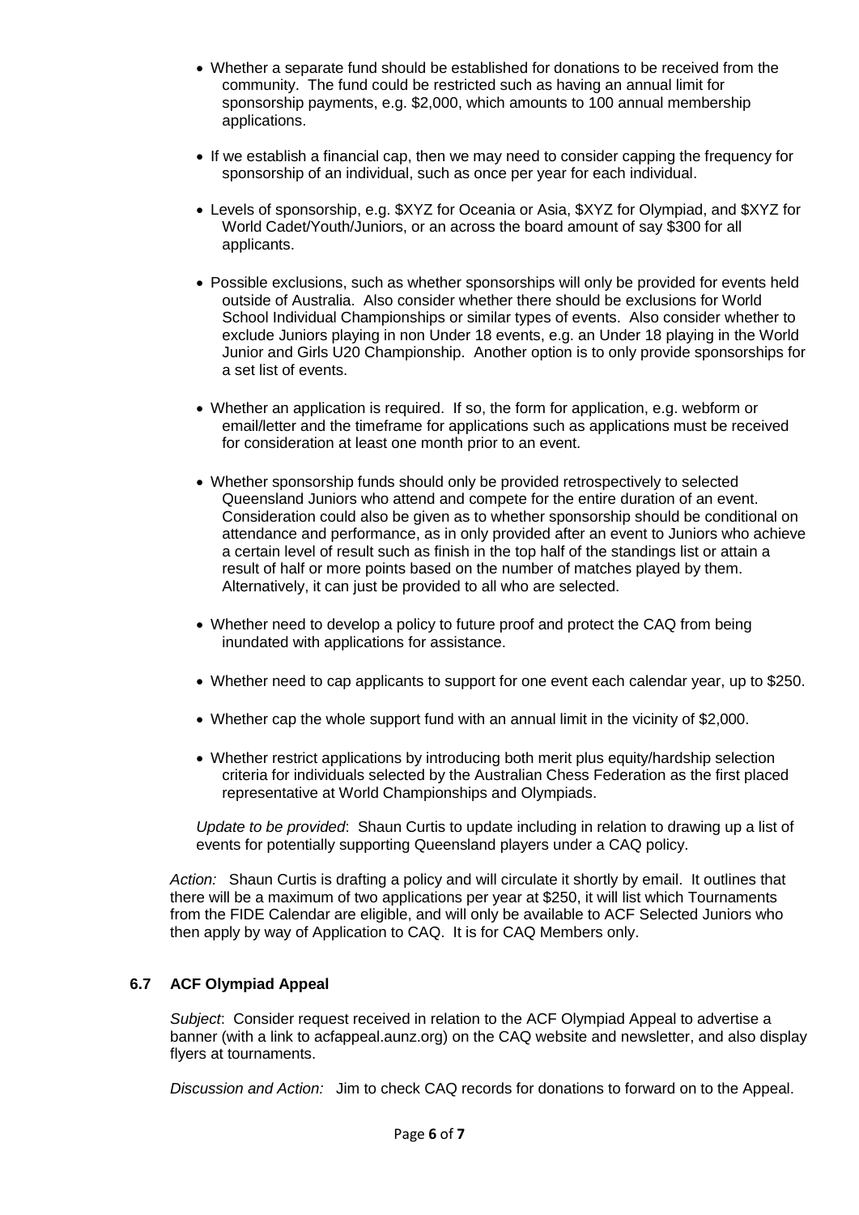- Whether a separate fund should be established for donations to be received from the community. The fund could be restricted such as having an annual limit for sponsorship payments, e.g. $2,000, which amounts to 100 annual membership applications.

- If we establish a financial cap, then we may need to consider capping the frequency for sponsorship of an individual, such as once per year for each individual.

- Levels of sponsorship, e.g. $XYZ for Oceania or Asia, $XYZ for Olympiad, and $XYZ for World Cadet/Youth/Juniors, or an across the board amount of say $300 for all applicants.

- Possible exclusions, such as whether sponsorships will only be provided for events held outside of Australia. Also consider whether there should be exclusions for World School Individual Championships or similar types of events. Also consider whether to exclude Juniors playing in non Under 18 events, e.g. an Under 18 playing in the World Junior and Girls U20 Championship. Another option is to only provide sponsorships for a set list of events.

- Whether an application is required. If so, the form for application, e.g. webform or email/letter and the timeframe for applications such as applications must be received for consideration at least one month prior to an event.

- Whether sponsorship funds should only be provided retrospectively to selected Queensland Juniors who attend and compete for the entire duration of an event. Consideration could also be given as to whether sponsorship should be conditional on attendance and performance, as in only provided after an event to Juniors who achieve a certain level of result such as finish in the top half of the standings list or attain a result of half or more points based on the number of matches played by them. Alternatively, it can just be provided to all who are selected.

- Whether need to develop a policy to future proof and protect the CAQ from being inundated with applications for assistance.

- Whether need to cap applicants to support for one event each calendar year, up to $250.

- Whether cap the whole support fund with an annual limit in the vicinity of $2,000.

- Whether restrict applications by introducing both merit plus equity/hardship selection criteria for individuals selected by the Australian Chess Federation as the first placed representative at World Championships and Olympiads.

*Update to be provided*: Shaun Curtis to update including in relation to drawing up a list of events for potentially supporting Queensland players under a CAQ policy.

*Action:* Shaun Curtis is drafting a policy and will circulate it shortly by email. It outlines that there will be a maximum of two applications per year at $250, it will list which Tournaments from the FIDE Calendar are eligible, and will only be available to ACF Selected Juniors who then apply by way of Application to CAQ. It is for CAQ Members only.

### 6.7 ACF Olympiad Appeal

*Subject*: Consider request received in relation to the ACF Olympiad Appeal to advertise a banner (with a link to acfappeal.aunz.org) on the CAQ website and newsletter, and also display flyers at tournaments.

*Discussion and Action:* Jim to check CAQ records for donations to forward on to the Appeal.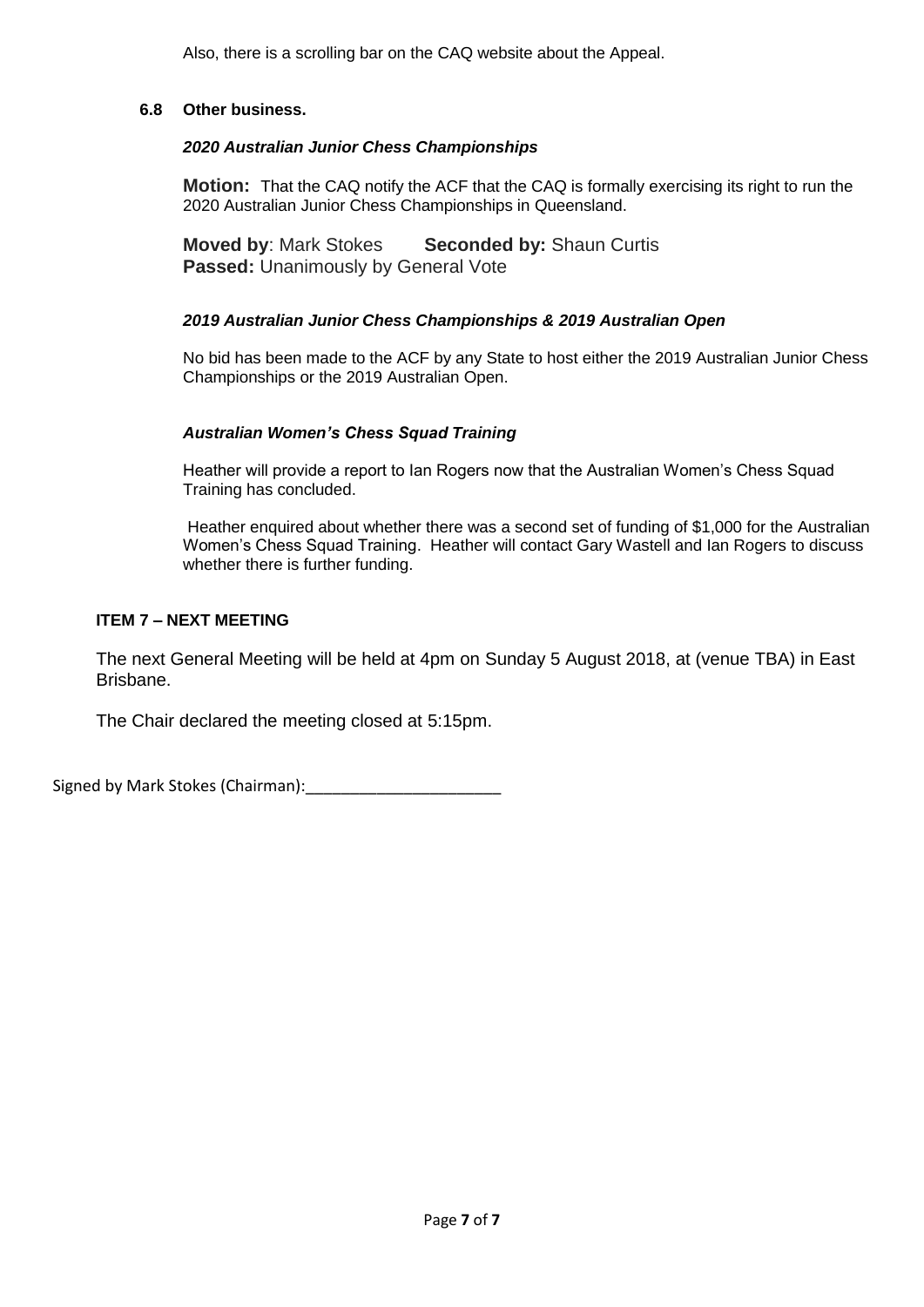Also, there is a scrolling bar on the CAQ website about the Appeal.

### 6.8 Other business.

***2020 Australian Junior Chess Championships***

**Motion:** That the CAQ notify the ACF that the CAQ is formally exercising its right to run the 2020 Australian Junior Chess Championships in Queensland.

**Moved by**: Mark Stokes **Seconded by:** Shaun Curtis
**Passed:** Unanimously by General Vote

***2019 Australian Junior Chess Championships & 2019 Australian Open***

No bid has been made to the ACF by any State to host either the 2019 Australian Junior Chess Championships or the 2019 Australian Open.

***Australian Women's Chess Squad Training***

Heather will provide a report to Ian Rogers now that the Australian Women's Chess Squad Training has concluded.

Heather enquired about whether there was a second set of funding of $1,000 for the Australian Women's Chess Squad Training. Heather will contact Gary Wastell and Ian Rogers to discuss whether there is further funding.

## ITEM 7 – NEXT MEETING

The next General Meeting will be held at 4pm on Sunday 5 August 2018, at (venue TBA) in East Brisbane.

The Chair declared the meeting closed at 5:15pm.

Signed by Mark Stokes (Chairman):______________________